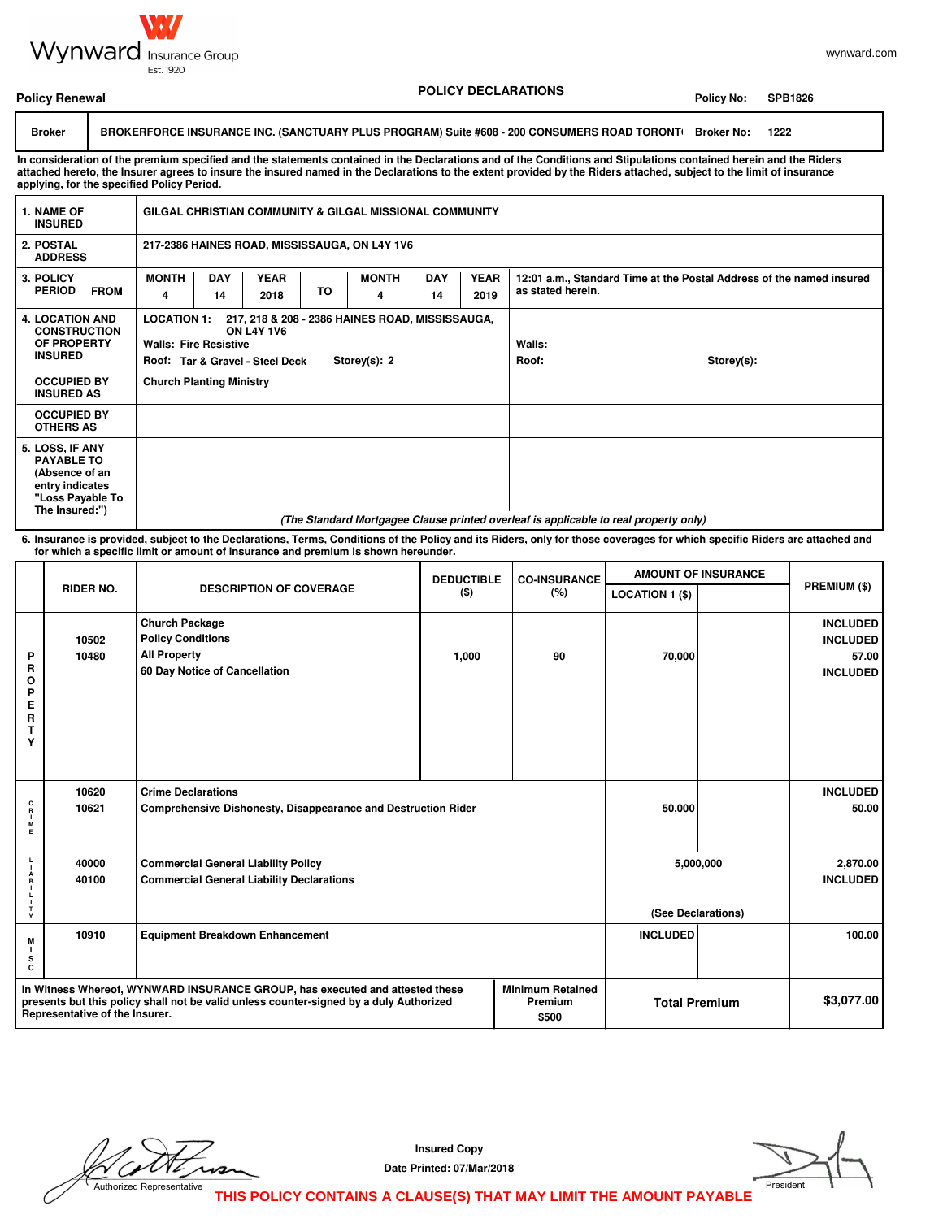Wynward Insurance Group
Est. 1920

wynward.com

**Policy Renewal**

## POLICY DECLARATIONS

**Policy No:** SPB1826

| | | | |
|---|---|---|---|
| **Broker** | **BROKERFORCE INSURANCE INC. (SANCTUARY PLUS PROGRAM) Suite #608 - 200 CONSUMERS ROAD TORONT** | **Broker No:** | **1222** |

**In consideration of the premium specified and the statements contained in the Declarations and of the Conditions and Stipulations contained herein and the Riders attached hereto, the Insurer agrees to insure the insured named in the Declarations to the extent provided by the Riders attached, subject to the limit of insurance applying, for the specified Policy Period.**

| | | |
|---|---|---|
| **1. NAME OF INSURED** | **GILGAL CHRISTIAN COMMUNITY & GILGAL MISSIONAL COMMUNITY** | |
| **2. POSTAL ADDRESS** | **217-2386 HAINES ROAD, MISSISSAUGA, ON L4Y 1V6** | |
| **3. POLICY PERIOD FROM** | **MONTH 4 / DAY 14 / YEAR 2018 TO MONTH 4 / DAY 14 / YEAR 2019** | **12:01 a.m., Standard Time at the Postal Address of the named insured as stated herein.** |
| **4. LOCATION AND CONSTRUCTION OF PROPERTY INSURED** | **LOCATION 1: 217, 218 & 208 - 2386 HAINES ROAD, MISSISSAUGA, ON L4Y 1V6**<br>**Walls: Fire Resistive**<br>**Roof: Tar & Gravel - Steel Deck Storey(s): 2** | **Walls:**<br>**Roof: Storey(s):** |
| **OCCUPIED BY INSURED AS** | **Church Planting Ministry** | |
| **OCCUPIED BY OTHERS AS** | | |
| **5. LOSS, IF ANY PAYABLE TO (Absence of an entry indicates "Loss Payable To The Insured:")** | | |

***(The Standard Mortgagee Clause printed overleaf is applicable to real property only)***

**6. Insurance is provided, subject to the Declarations, Terms, Conditions of the Policy and its Riders, only for those coverages for which specific Riders are attached and for which a specific limit or amount of insurance and premium is shown hereunder.**

| | RIDER NO. | DESCRIPTION OF COVERAGE | DEDUCTIBLE ($) | CO-INSURANCE (%) | AMOUNT OF INSURANCE LOCATION 1 ($) | | PREMIUM ($) |
|---|---|---|---|---|---|---|---|
| PROPERTY | | Church Package | | | | | INCLUDED |
| | 10502 | Policy Conditions | | | | | INCLUDED |
| | 10480 | All Property | 1,000 | 90 | 70,000 | | 57.00 |
| | | 60 Day Notice of Cancellation | | | | | INCLUDED |
| CRIME | 10620 | Crime Declarations | | | | | INCLUDED |
| | 10621 | Comprehensive Dishonesty, Disappearance and Destruction Rider | | | 50,000 | | 50.00 |
| LIABILITY | 40000 | Commercial General Liability Policy | | | 5,000,000 | | 2,870.00 |
| | 40100 | Commercial General Liability Declarations | | | (See Declarations) | | INCLUDED |
| MISC | 10910 | Equipment Breakdown Enhancement | | | INCLUDED | | 100.00 |

| | | | |
|---|---|---|---|
| **In Witness Whereof, WYNWARD INSURANCE GROUP, has executed and attested these presents but this policy shall not be valid unless counter-signed by a duly Authorized Representative of the Insurer.** | **Minimum Retained Premium $500** | **Total Premium** | **$3,077.00** |

Authorized Representative

**Insured Copy**

**Date Printed: 07/Mar/2018**

President

**THIS POLICY CONTAINS A CLAUSE(S) THAT MAY LIMIT THE AMOUNT PAYABLE**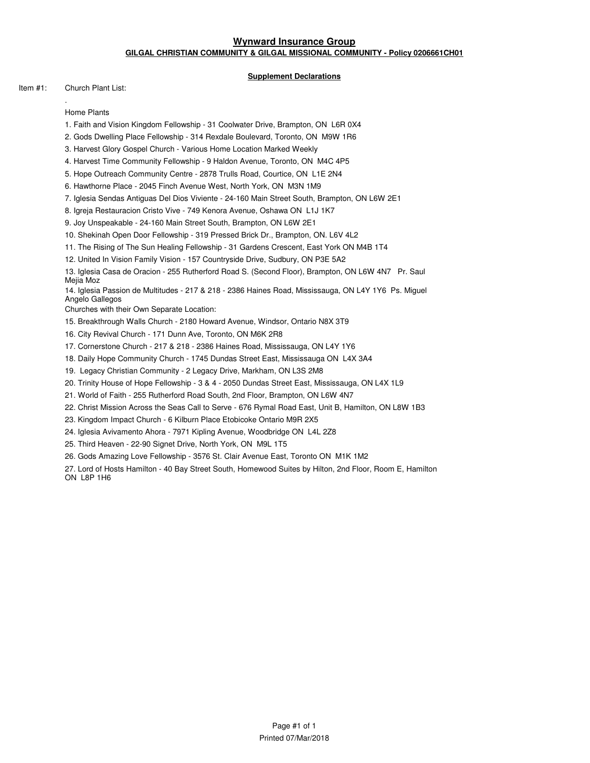## Wynward Insurance Group

**GILGAL CHRISTIAN COMMUNITY & GILGAL MISSIONAL COMMUNITY - Policy 0206661CH01**

**Supplement Declarations**

Item #1: Church Plant List:

.

Home Plants

1. Faith and Vision Kingdom Fellowship - 31 Coolwater Drive, Brampton, ON L6R 0X4
2. Gods Dwelling Place Fellowship - 314 Rexdale Boulevard, Toronto, ON M9W 1R6
3. Harvest Glory Gospel Church - Various Home Location Marked Weekly
4. Harvest Time Community Fellowship - 9 Haldon Avenue, Toronto, ON M4C 4P5
5. Hope Outreach Community Centre - 2878 Trulls Road, Courtice, ON L1E 2N4
6. Hawthorne Place - 2045 Finch Avenue West, North York, ON M3N 1M9
7. Iglesia Sendas Antiguas Del Dios Viviente - 24-160 Main Street South, Brampton, ON L6W 2E1
8. Igreja Restauracion Cristo Vive - 749 Kenora Avenue, Oshawa ON L1J 1K7
9. Joy Unspeakable - 24-160 Main Street South, Brampton, ON L6W 2E1
10. Shekinah Open Door Fellowship - 319 Pressed Brick Dr., Brampton, ON. L6V 4L2
11. The Rising of The Sun Healing Fellowship - 31 Gardens Crescent, East York ON M4B 1T4
12. United In Vision Family Vision - 157 Countryside Drive, Sudbury, ON P3E 5A2
13. Iglesia Casa de Oracion - 255 Rutherford Road S. (Second Floor), Brampton, ON L6W 4N7 Pr. Saul Mejia Moz
14. Iglesia Passion de Multitudes - 217 & 218 - 2386 Haines Road, Mississauga, ON L4Y 1Y6 Ps. Miguel Angelo Gallegos

Churches with their Own Separate Location:

15. Breakthrough Walls Church - 2180 Howard Avenue, Windsor, Ontario N8X 3T9
16. City Revival Church - 171 Dunn Ave, Toronto, ON M6K 2R8
17. Cornerstone Church - 217 & 218 - 2386 Haines Road, Mississauga, ON L4Y 1Y6
18. Daily Hope Community Church - 1745 Dundas Street East, Mississauga ON L4X 3A4
19. Legacy Christian Community - 2 Legacy Drive, Markham, ON L3S 2M8
20. Trinity House of Hope Fellowship - 3 & 4 - 2050 Dundas Street East, Mississauga, ON L4X 1L9
21. World of Faith - 255 Rutherford Road South, 2nd Floor, Brampton, ON L6W 4N7
22. Christ Mission Across the Seas Call to Serve - 676 Rymal Road East, Unit B, Hamilton, ON L8W 1B3
23. Kingdom Impact Church - 6 Kilburn Place Etobicoke Ontario M9R 2X5
24. Iglesia Avivamento Ahora - 7971 Kipling Avenue, Woodbridge ON L4L 2Z8
25. Third Heaven - 22-90 Signet Drive, North York, ON M9L 1T5
26. Gods Amazing Love Fellowship - 3576 St. Clair Avenue East, Toronto ON M1K 1M2
27. Lord of Hosts Hamilton - 40 Bay Street South, Homewood Suites by Hilton, 2nd Floor, Room E, Hamilton ON L8P 1H6

Printed 07/Mar/2018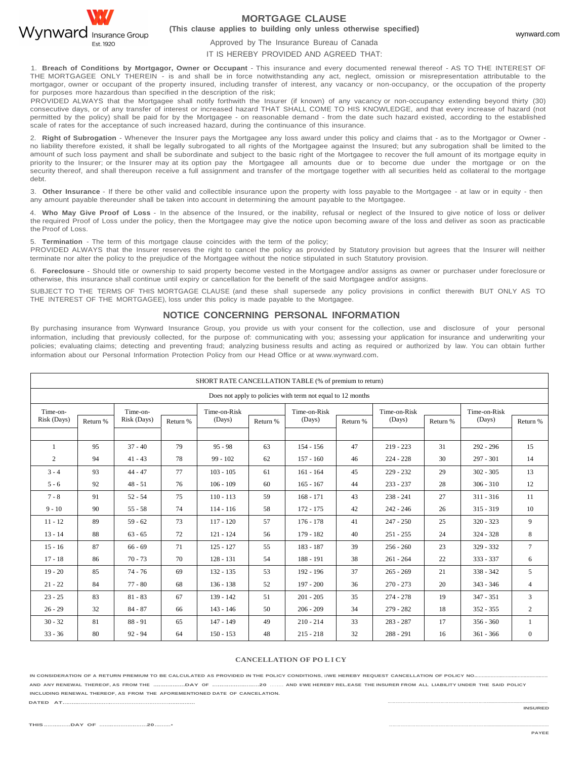Wynward Insurance Group
Est. 1920

# MORTGAGE CLAUSE

**(This clause applies to building only unless otherwise specified)**

Approved by The Insurance Bureau of Canada

IT IS HEREBY PROVIDED AND AGREED THAT:

wynward.com

1. **Breach of Conditions by Mortgagor, Owner or Occupant** - This insurance and every documented renewal thereof - AS TO THE INTEREST OF THE MORTGAGEE ONLY THEREIN - is and shall be in force notwithstanding any act, neglect, omission or misrepresentation attributable to the mortgagor, owner or occupant of the property insured, including transfer of interest, any vacancy or non-occupancy, or the occupation of the property for purposes more hazardous than specified in the description of the risk;
PROVIDED ALWAYS that the Mortgagee shall notify forthwith the Insurer (if known) of any vacancy or non-occupancy extending beyond thirty (30) consecutive days, or of any transfer of interest or increased hazard THAT SHALL COME TO HIS KNOWLEDGE, and that every increase of hazard (not permitted by the policy) shall be paid for by the Mortgagee - on reasonable demand - from the date such hazard existed, according to the established scale of rates for the acceptance of such increased hazard, during the continuance of this insurance.

2. **Right of Subrogation** - Whenever the Insurer pays the Mortgagee any loss award under this policy and claims that - as to the Mortgagor or Owner - no liability therefore existed, it shall be legally subrogated to all rights of the Mortgagee against the Insured; but any subrogation shall be limited to the amount of such loss payment and shall be subordinate and subject to the basic right of the Mortgagee to recover the full amount of its mortgage equity in priority to the Insurer; or the Insurer may at its option pay the Mortgagee all amounts due or to become due under the mortgage or on the security thereof, and shall thereupon receive a full assignment and transfer of the mortgage together with all securities held as collateral to the mortgage debt.

3. **Other Insurance** - If there be other valid and collectible insurance upon the property with loss payable to the Mortgagee - at law or in equity - then any amount payable thereunder shall be taken into account in determining the amount payable to the Mortgagee.

4. **Who May Give Proof of Loss** - In the absence of the Insured, or the inability, refusal or neglect of the Insured to give notice of loss or deliver the required Proof of Loss under the policy, then the Mortgagee may give the notice upon becoming aware of the loss and deliver as soon as practicable the Proof of Loss.

5. **Termination** - The term of this mortgage clause coincides with the term of the policy;
PROVIDED ALWAYS that the Insurer reserves the right to cancel the policy as provided by Statutory provision but agrees that the Insurer will neither terminate nor alter the policy to the prejudice of the Mortgagee without the notice stipulated in such Statutory provision.

6. **Foreclosure** - Should title or ownership to said property become vested in the Mortgagee and/or assigns as owner or purchaser under foreclosure or otherwise, this insurance shall continue until expiry or cancellation for the benefit of the said Mortgagee and/or assigns.

SUBJECT TO THE TERMS OF THIS MORTGAGE CLAUSE (and these shall supersede any policy provisions in conflict therewith BUT ONLY AS TO THE INTEREST OF THE MORTGAGEE), loss under this policy is made payable to the Mortgagee.

## NOTICE CONCERNING PERSONAL INFORMATION

By purchasing insurance from Wynward Insurance Group, you provide us with your consent for the collection, use and disclosure of your personal information, including that previously collected, for the purpose of: communicating with you; assessing your application for insurance and underwriting your policies; evaluating claims; detecting and preventing fraud; analyzing business results and acting as required or authorized by law. You can obtain further information about our Personal Information Protection Policy from our Head Office or at www.wynward.com.

SHORT RATE CANCELLATION TABLE (% of premium to return)

Does not apply to policies with term not equal to 12 months

| Time-on-Risk (Days) | Return % | Time-on-Risk (Days) | Return % | Time-on-Risk (Days) | Return % | Time-on-Risk (Days) | Return % | Time-on-Risk (Days) | Return % | Time-on-Risk (Days) | Return % |
|---|---|---|---|---|---|---|---|---|---|---|---|
| 1 | 95 | 37 - 40 | 79 | 95 - 98 | 63 | 154 - 156 | 47 | 219 - 223 | 31 | 292 - 296 | 15 |
| 2 | 94 | 41 - 43 | 78 | 99 - 102 | 62 | 157 - 160 | 46 | 224 - 228 | 30 | 297 - 301 | 14 |
| 3 - 4 | 93 | 44 - 47 | 77 | 103 - 105 | 61 | 161 - 164 | 45 | 229 - 232 | 29 | 302 - 305 | 13 |
| 5 - 6 | 92 | 48 - 51 | 76 | 106 - 109 | 60 | 165 - 167 | 44 | 233 - 237 | 28 | 306 - 310 | 12 |
| 7 - 8 | 91 | 52 - 54 | 75 | 110 - 113 | 59 | 168 - 171 | 43 | 238 - 241 | 27 | 311 - 316 | 11 |
| 9 - 10 | 90 | 55 - 58 | 74 | 114 - 116 | 58 | 172 - 175 | 42 | 242 - 246 | 26 | 315 - 319 | 10 |
| 11 - 12 | 89 | 59 - 62 | 73 | 117 - 120 | 57 | 176 - 178 | 41 | 247 - 250 | 25 | 320 - 323 | 9 |
| 13 - 14 | 88 | 63 - 65 | 72 | 121 - 124 | 56 | 179 - 182 | 40 | 251 - 255 | 24 | 324 - 328 | 8 |
| 15 - 16 | 87 | 66 - 69 | 71 | 125 - 127 | 55 | 183 - 187 | 39 | 256 - 260 | 23 | 329 - 332 | 7 |
| 17 - 18 | 86 | 70 - 73 | 70 | 128 - 131 | 54 | 188 - 191 | 38 | 261 - 264 | 22 | 333 - 337 | 6 |
| 19 - 20 | 85 | 74 - 76 | 69 | 132 - 135 | 53 | 192 - 196 | 37 | 265 - 269 | 21 | 338 - 342 | 5 |
| 21 - 22 | 84 | 77 - 80 | 68 | 136 - 138 | 52 | 197 - 200 | 36 | 270 - 273 | 20 | 343 - 346 | 4 |
| 23 - 25 | 83 | 81 - 83 | 67 | 139 - 142 | 51 | 201 - 205 | 35 | 274 - 278 | 19 | 347 - 351 | 3 |
| 26 - 29 | 32 | 84 - 87 | 66 | 143 - 146 | 50 | 206 - 209 | 34 | 279 - 282 | 18 | 352 - 355 | 2 |
| 30 - 32 | 81 | 88 - 91 | 65 | 147 - 149 | 49 | 210 - 214 | 33 | 283 - 287 | 17 | 356 - 360 | 1 |
| 33 - 36 | 80 | 92 - 94 | 64 | 150 - 153 | 48 | 215 - 218 | 32 | 288 - 291 | 16 | 361 - 366 | 0 |

### CANCELLATION OF POLICY

IN CONSIDERATION OF A RETURN PREMIUM TO BE CALCULATED AS PROVIDED IN THE POLICY CONDITIONS, I/WE HEREBY REQUEST CANCELLATION OF POLICY NO................................................ AND ANY RENEWAL THEREOF, AS FROM THE .................DAY OF ..........................20 ........ AND I/WE HEREBY RELEASE THE INSURER FROM ALL LIABILITY UNDER THE SAID POLICY INCLUDING RENEWAL THEREOF, AS FROM THE AFOREMENTIONED DATE OF CANCELLATION.

DATED AT..........................................................................

INSURED

THIS..............DAY OF ..........................20.........

PAYEE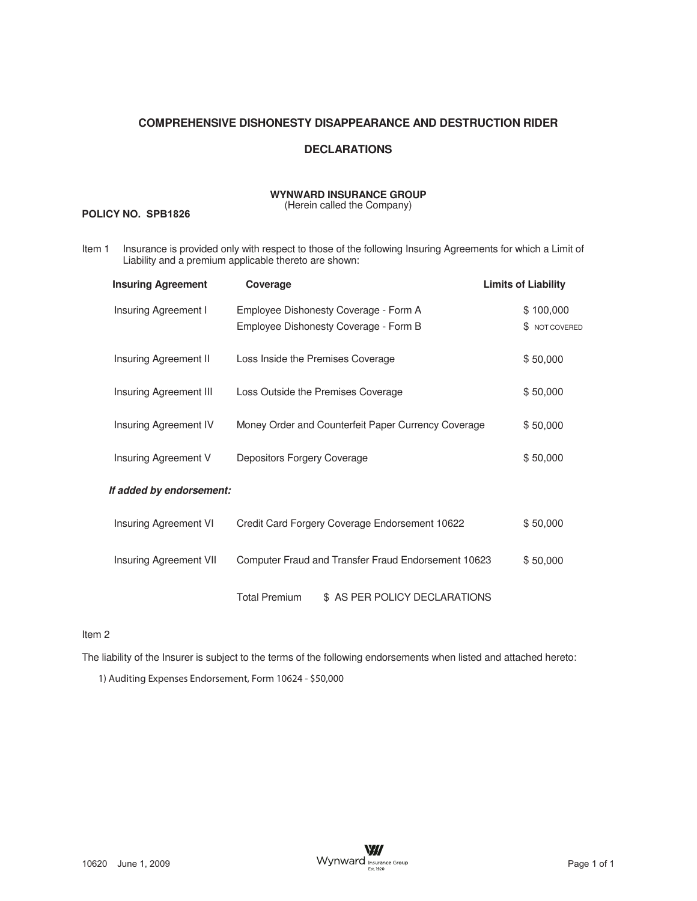# COMPREHENSIVE DISHONESTY DISAPPEARANCE AND DESTRUCTION RIDER

## DECLARATIONS

**WYNWARD INSURANCE GROUP**
(Herein called the Company)

**POLICY NO. SPB1826**

Item 1 Insurance is provided only with respect to those of the following Insuring Agreements for which a Limit of Liability and a premium applicable thereto are shown:

| Insuring Agreement | Coverage | Limits of Liability |
|---|---|---|
| Insuring Agreement I | Employee Dishonesty Coverage - Form A | $ 100,000 |
| | Employee Dishonesty Coverage - Form B | $ NOT COVERED |
| Insuring Agreement II | Loss Inside the Premises Coverage | $ 50,000 |
| Insuring Agreement III | Loss Outside the Premises Coverage | $ 50,000 |
| Insuring Agreement IV | Money Order and Counterfeit Paper Currency Coverage | $ 50,000 |
| Insuring Agreement V | Depositors Forgery Coverage | $ 50,000 |
| ***If added by endorsement:*** | | |
| Insuring Agreement VI | Credit Card Forgery Coverage Endorsement 10622 | $ 50,000 |
| Insuring Agreement VII | Computer Fraud and Transfer Fraud Endorsement 10623 | $ 50,000 |
| | Total Premium $ AS PER POLICY DECLARATIONS | |

Item 2

The liability of the Insurer is subject to the terms of the following endorsements when listed and attached hereto:

1) Auditing Expenses Endorsement, Form 10624 - $50,000

10620 June 1, 2009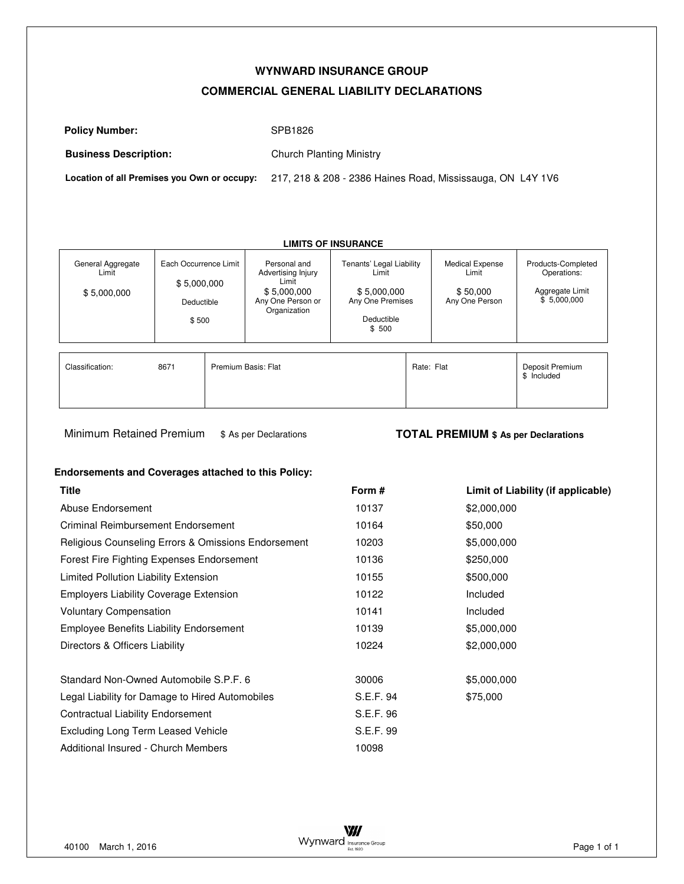# WYNWARD INSURANCE GROUP

## COMMERCIAL GENERAL LIABILITY DECLARATIONS

**Policy Number:** SPB1826

**Business Description:** Church Planting Ministry

**Location of all Premises you Own or occupy:** 217, 218 & 208 - 2386 Haines Road, Mississauga, ON L4Y 1V6

**LIMITS OF INSURANCE**

| General Aggregate Limit | Each Occurrence Limit | Personal and Advertising Injury Limit | Tenants' Legal Liability Limit | Medical Expense Limit | Products-Completed Operations: |
|---|---|---|---|---|---|
| $ 5,000,000 | $ 5,000,000<br>Deductible<br>$ 500 | $ 5,000,000<br>Any One Person or Organization | $ 5,000,000<br>Any One Premises<br>Deductible<br>$ 500 | $ 50,000<br>Any One Person | Aggregate Limit<br>$ 5,000,000 |

| | | | |
|---|---|---|---|
| Classification: 8671 | Premium Basis: Flat | Rate: Flat | Deposit Premium<br>$ Included |

Minimum Retained Premium $ As per Declarations

**TOTAL PREMIUM $ As per Declarations**

**Endorsements and Coverages attached to this Policy:**

| Title | Form # | Limit of Liability (if applicable) |
|---|---|---|
| Abuse Endorsement | 10137 | $2,000,000 |
| Criminal Reimbursement Endorsement | 10164 | $50,000 |
| Religious Counseling Errors & Omissions Endorsement | 10203 | $5,000,000 |
| Forest Fire Fighting Expenses Endorsement | 10136 | $250,000 |
| Limited Pollution Liability Extension | 10155 | $500,000 |
| Employers Liability Coverage Extension | 10122 | Included |
| Voluntary Compensation | 10141 | Included |
| Employee Benefits Liability Endorsement | 10139 | $5,000,000 |
| Directors & Officers Liability | 10224 | $2,000,000 |
| Standard Non-Owned Automobile S.P.F. 6 | 30006 | $5,000,000 |
| Legal Liability for Damage to Hired Automobiles | S.E.F. 94 | $75,000 |
| Contractual Liability Endorsement | S.E.F. 96 | |
| Excluding Long Term Leased Vehicle | S.E.F. 99 | |
| Additional Insured - Church Members | 10098 | |

40100 March 1, 2016

Wynward Insurance Group Est. 1920